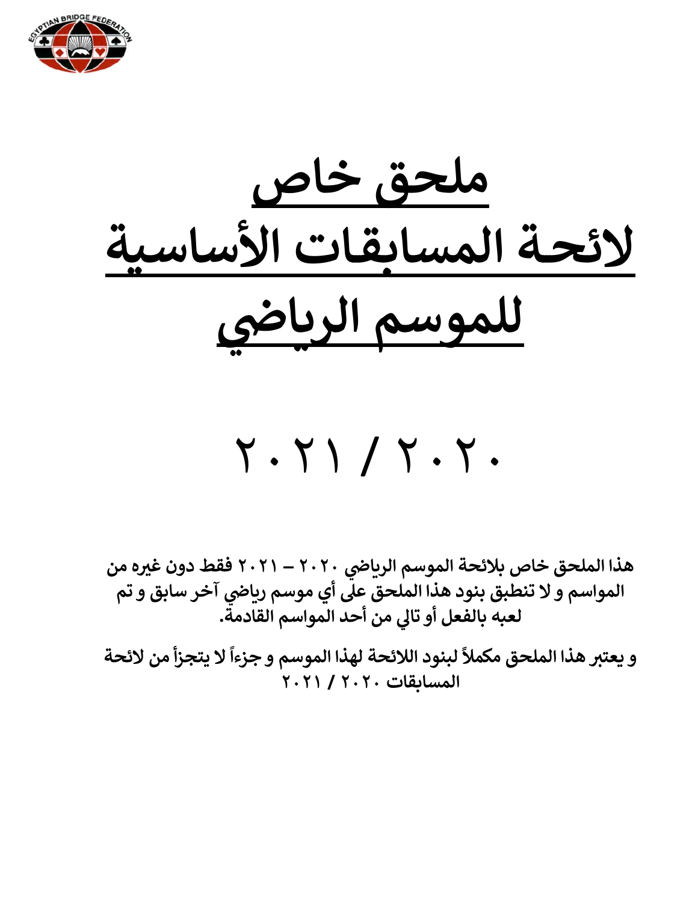# ملحق خاص

# لائحة المسابقات الأساسية

# للموسم الرياضي

# ٢٠٢٠ / ٢٠٢١

**هذا الملحق خاص بلائحة الموسم الرياضي ٢٠٢٠ – ٢٠٢١ فقط دون غيره من المواسم و لا تنطبق بنود هذا الملحق على أي موسم رياضي آخر سابق و تم لعبه بالفعل أو تالي من أحد المواسم القادمة.**

**و يعتبر هذا الملحق مكملاً لبنود اللائحة لهذا الموسم و جزءاً لا يتجزأ من لائحة المسابقات ٢٠٢٠ / ٢٠٢١**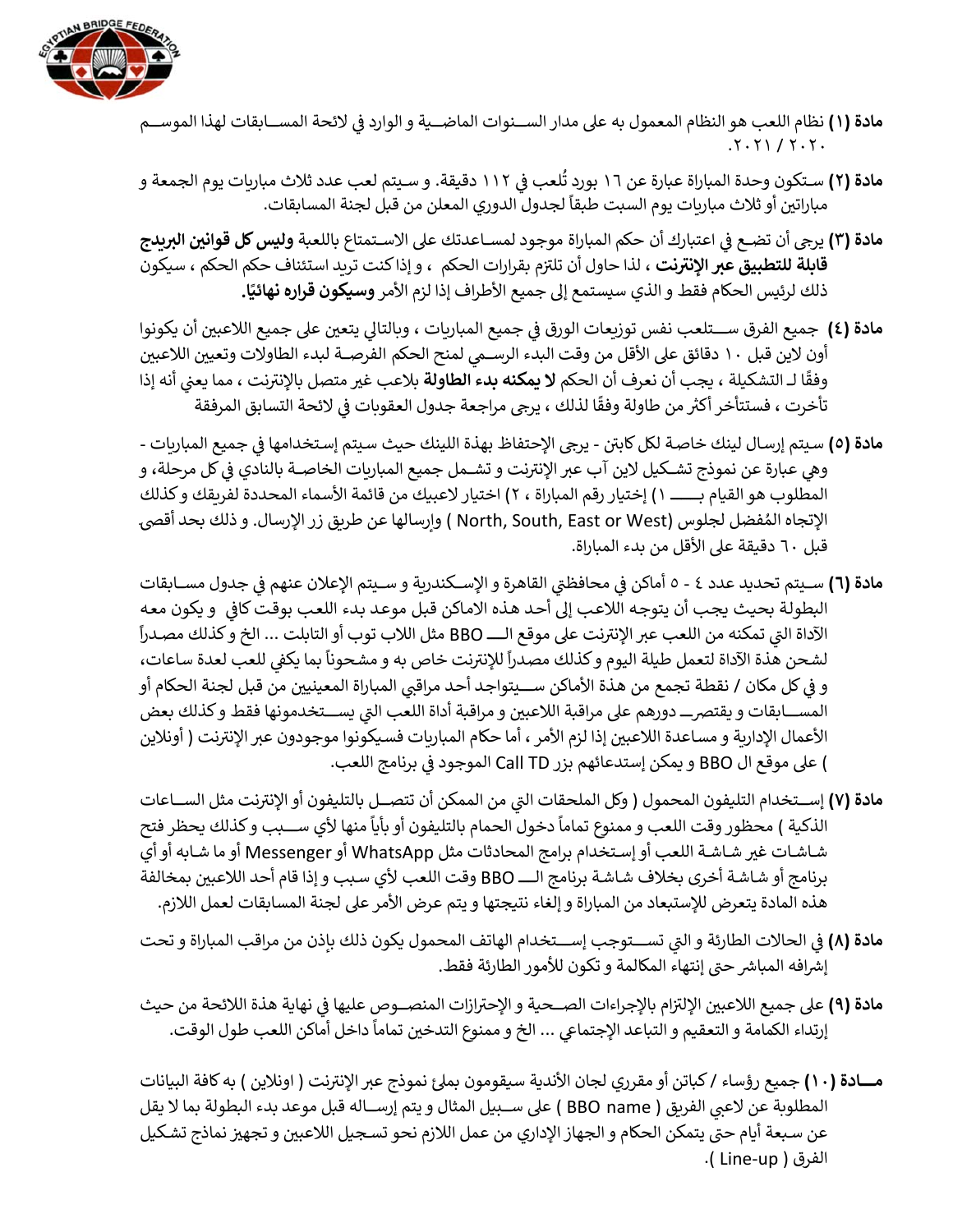**مادة (١)** نظام اللعب هو النظام المعمول به على مدار السـنوات الماضـية و الوارد في لائحة المسـابقات لهذا الموسـم ٢٠٢٠ / ٢٠٢١.

**مادة (٢)** ستكون وحدة المباراة عبارة عن ١٦ بورد تُلعب في ١١٢ دقيقة. و سيتم لعب عدد ثلاث مباريات يوم الجمعة و مباراتين أو ثلاث مباريات يوم السبت طبقاً لجدول الدوري المعلن من قبل لجنة المسابقات.

**مادة (٣)** يرجى أن تضع في اعتبارك أن حكم المباراة موجود لمساعدتك على الاستمتاع باللعبة **وليس كل قوانين البريدج قابلة للتطبيق عبر الإنترنت** ، لذا حاول أن تلتزم بقرارات الحكم ، و إذا كنت تريد استئناف حكم الحكم ، سيكون ذلك لرئيس الحكام فقط و الذي سيستمع إلى جميع الأطراف إذا لزم الأمر **وسيكون قراره نهائيًا.**

**مادة (٤)** جميع الفرق ستلعب نفس توزيعات الورق في جميع المباريات ، وبالتالي يتعين على جميع اللاعبين أن يكونوا أون لاين قبل ١٠ دقائق على الأقل من وقت البدء الرسمي لمنح الحكم الفرصة لبدء الطاولات وتعيين اللاعبين وفقًا لـ التشكيلة ، يجب أن نعرف أن الحكم **لا يمكنه بدء الطاولة** بلاعب غير متصل بالإنترنت ، مما يعني أنه إذا تأخرت ، فستتأخر أكثر من طاولة وفقًا لذلك ، يرجى مراجعة جدول العقوبات في لائحة التسابق المرفقة

**مادة (٥)** سيتم إرسال لينك خاصة لكل كابتن - يرجى الإحتفاظ بهذة اللينك حيث سيتم إستخدامها في جميع المباريات - وهي عبارة عن نموذج تشكيل لاين آب عبر الإنترنت و تشمل جميع المباريات الخاصة بالنادي في كل مرحلة، و المطلوب هو القيام بـ ١) إختيار رقم المباراة ، ٢) اختيار لاعبيك من قائمة الأسماء المحددة لفريقك و كذلك الإتجاه المُفضل لجلوس (North, South, East or West ) وإرسالها عن طريق زر الإرسال. و ذلك بحد أقصى قبل ٦٠ دقيقة على الأقل من بدء المباراة.

**مادة (٦)** سيتم تحديد عدد ٤ - ٥ أماكن في محافظتي القاهرة و الإسكندرية و سيتم الإعلان عنهم في جدول مسابقات البطولة بحيث يجب أن يتوجه اللاعب إلى أحد هذه الاماكن قبل موعد بدء اللعب بوقت كافي و يكون معه الآداة التي تمكنه من اللعب عبر الإنترنت على موقع الـ BBO مثل اللاب توب أو التابلت ... الخ و كذلك مصدراً لشحن هذة الآداة لتعمل طيلة اليوم و كذلك مصدراً للإنترنت خاص به و مشحوناً بما يكفي للعب لعدة ساعات، و في كل مكان / نقطة تجمع من هذة الأماكن سيتواجد أحد مراقبي المباراة المعينيين من قبل لجنة الحكام أو المسابقات و يقتصر دورهم على مراقبة اللاعبين و مراقبة أداة اللعب التي يستخدمونها فقط و كذلك بعض الأعمال الإدارية و مساعدة اللاعبين إذا لزم الأمر ، أما حكام المباريات فسيكونوا موجودون عبر الإنترنت ( أونلاين ) على موقع ال BBO و يمكن إستدعائهم بزر Call TD الموجود في برنامج اللعب.

**مادة (٧)** إستخدام التليفون المحمول ( وكل الملحقات التي من الممكن أن تتصل بالتليفون أو الإنترنت مثل الساعات الذكية ) محظور وقت اللعب و ممنوع تماماً دخول الحمام بالتليفون أو بأياً منها لأي سبب و كذلك يحظر فتح شاشات غير شاشة اللعب أو إستخدام برامج المحادثات مثل WhatsApp أو Messenger أو ما شابه أو أي برنامج أو شاشة أخرى بخلاف شاشة برنامج الـ BBO وقت اللعب لأي سبب و إذا قام أحد اللاعبين بمخالفة هذه المادة يتعرض للإستبعاد من المباراة و إلغاء نتيجتها و يتم عرض الأمر على لجنة المسابقات لعمل اللازم.

**مادة (٨)** في الحالات الطارئة و التي تستوجب إستخدام الهاتف المحمول يكون ذلك بإذن من مراقب المباراة و تحت إشرافه المباشر حتى إنتهاء المكالمة و تكون للأمور الطارئة فقط.

**مادة (٩)** على جميع اللاعبين الإلتزام بالإجراءات الصحية و الإحترازات المنصوص عليها في نهاية هذة اللائحة من حيث إرتداء الكمامة و التعقيم و التباعد الإجتماعي ... الخ و ممنوع التدخين تماماً داخل أماكن اللعب طول الوقت.

**مـادة (١٠)** جميع رؤساء / كباتن أو مقرري لجان الأندية سيقومون بملئ نموذج عبر الإنترنت ( اونلاين ) به كافة البيانات المطلوبة عن لاعبي الفريق ( BBO name ) على سبيل المثال و يتم إرساله قبل موعد بدء البطولة بما لا يقل عن سبعة أيام حتى يتمكن الحكام و الجهاز الإداري من عمل اللازم نحو تسجيل اللاعبين و تجهيز نماذج تشكيل الفرق ( Line-up ).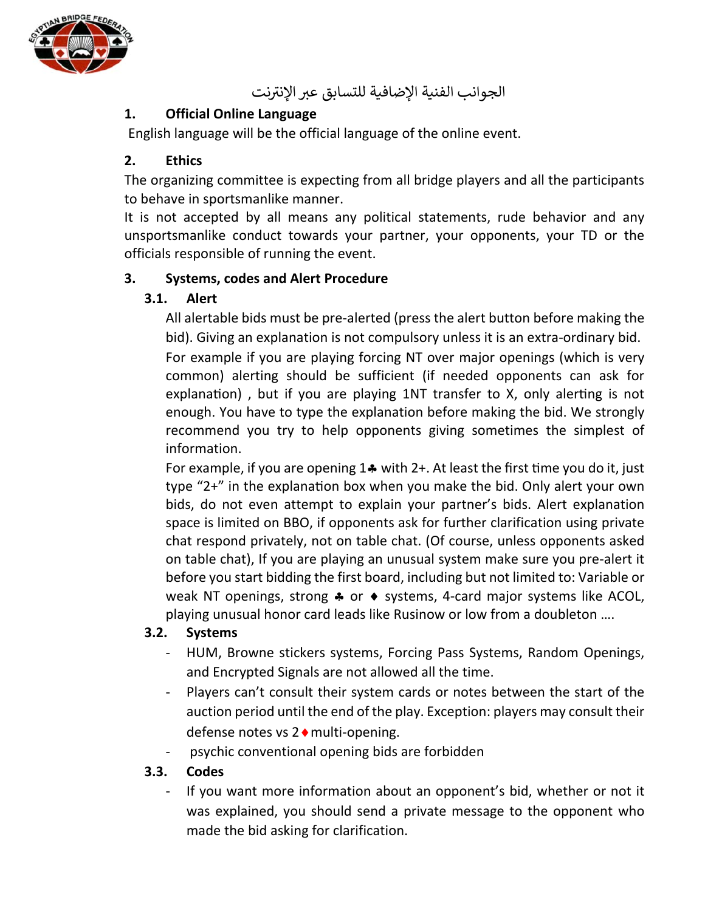الجوانب الفنية الإضافية للتسابق عبر الإنترنت

**1. Official Online Language**

English language will be the official language of the online event.

**2. Ethics**

The organizing committee is expecting from all bridge players and all the participants to behave in sportsmanlike manner.

It is not accepted by all means any political statements, rude behavior and any unsportsmanlike conduct towards your partner, your opponents, your TD or the officials responsible of running the event.

**3. Systems, codes and Alert Procedure**

**3.1. Alert**

All alertable bids must be pre-alerted (press the alert button before making the bid). Giving an explanation is not compulsory unless it is an extra-ordinary bid.

For example if you are playing forcing NT over major openings (which is very common) alerting should be sufficient (if needed opponents can ask for explanation) , but if you are playing 1NT transfer to X, only alerting is not enough. You have to type the explanation before making the bid. We strongly recommend you try to help opponents giving sometimes the simplest of information.

For example, if you are opening 1♣ with 2+. At least the first time you do it, just type “2+” in the explanation box when you make the bid. Only alert your own bids, do not even attempt to explain your partner’s bids. Alert explanation space is limited on BBO, if opponents ask for further clarification using private chat respond privately, not on table chat. (Of course, unless opponents asked on table chat), If you are playing an unusual system make sure you pre-alert it before you start bidding the first board, including but not limited to: Variable or weak NT openings, strong ♣ or ♦ systems, 4-card major systems like ACOL, playing unusual honor card leads like Rusinow or low from a doubleton ….

**3.2. Systems**

- HUM, Browne stickers systems, Forcing Pass Systems, Random Openings, and Encrypted Signals are not allowed all the time.
- Players can’t consult their system cards or notes between the start of the auction period until the end of the play. Exception: players may consult their defense notes vs 2♦ multi-opening.
- psychic conventional opening bids are forbidden

**3.3. Codes**

- If you want more information about an opponent’s bid, whether or not it was explained, you should send a private message to the opponent who made the bid asking for clarification.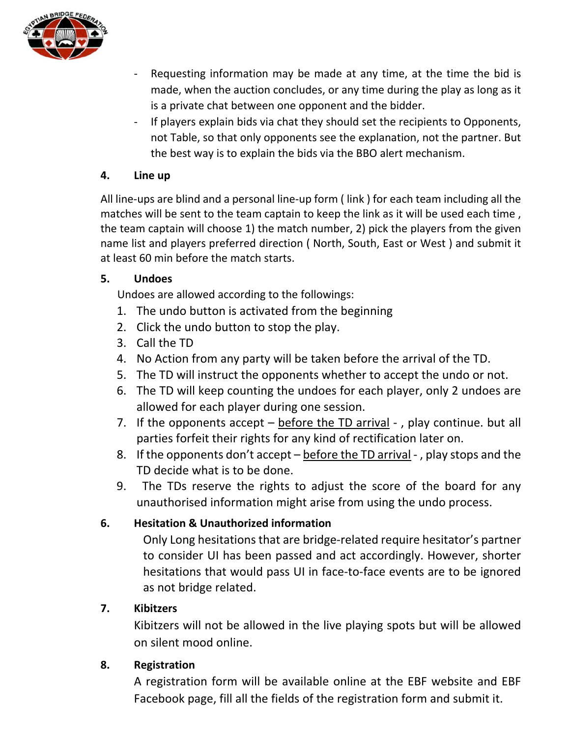- Requesting information may be made at any time, at the time the bid is made, when the auction concludes, or any time during the play as long as it is a private chat between one opponent and the bidder.
- If players explain bids via chat they should set the recipients to Opponents, not Table, so that only opponents see the explanation, not the partner. But the best way is to explain the bids via the BBO alert mechanism.

**4. Line up**

All line-ups are blind and a personal line-up form ( link ) for each team including all the matches will be sent to the team captain to keep the link as it will be used each time , the team captain will choose 1) the match number, 2) pick the players from the given name list and players preferred direction ( North, South, East or West ) and submit it at least 60 min before the match starts.

**5. Undoes**

Undoes are allowed according to the followings:

1. The undo button is activated from the beginning
2. Click the undo button to stop the play.
3. Call the TD
4. No Action from any party will be taken before the arrival of the TD.
5. The TD will instruct the opponents whether to accept the undo or not.
6. The TD will keep counting the undoes for each player, only 2 undoes are allowed for each player during one session.
7. If the opponents accept – <u>before the TD arrival</u> - , play continue. but all parties forfeit their rights for any kind of rectification later on.
8. If the opponents don't accept – <u>before the TD arrival</u> - , play stops and the TD decide what is to be done.
9. The TDs reserve the rights to adjust the score of the board for any unauthorised information might arise from using the undo process.

**6. Hesitation & Unauthorized information**

Only Long hesitations that are bridge-related require hesitator's partner to consider UI has been passed and act accordingly. However, shorter hesitations that would pass UI in face-to-face events are to be ignored as not bridge related.

**7. Kibitzers**

Kibitzers will not be allowed in the live playing spots but will be allowed on silent mood online.

**8. Registration**

A registration form will be available online at the EBF website and EBF Facebook page, fill all the fields of the registration form and submit it.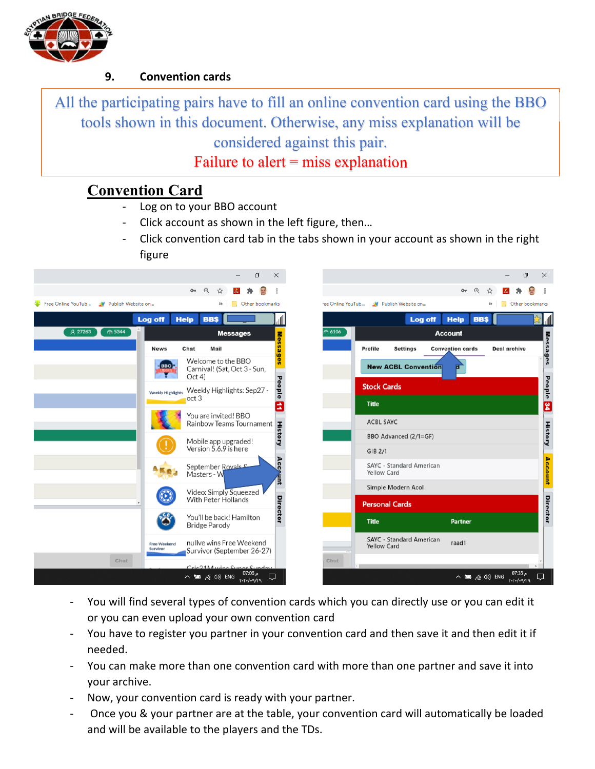## 9. Convention cards

All the participating pairs have to fill an online convention card using the BBO tools shown in this document. Otherwise, any miss explanation will be considered against this pair.
Failure to alert = miss explanation

## Convention Card

- Log on to your BBO account
- Click account as shown in the left figure, then…
- Click convention card tab in the tabs shown in your account as shown in the right figure

- You will find several types of convention cards which you can directly use or you can edit it or you can even upload your own convention card
- You have to register you partner in your convention card and then save it and then edit it if needed.
- You can make more than one convention card with more than one partner and save it into your archive.
- Now, your convention card is ready with your partner.
- Once you & your partner are at the table, your convention card will automatically be loaded and will be available to the players and the TDs.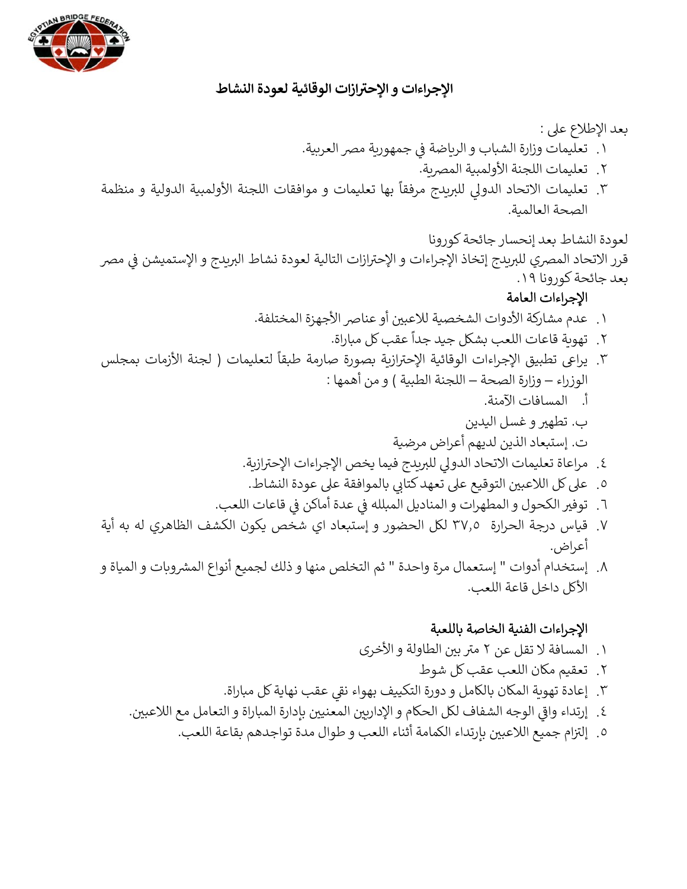## الإجراءات و الإحترازات الوقائية لعودة النشاط

بعد الإطلاع على :

١. تعليمات وزارة الشباب و الرياضة في جمهورية مصر العربية.
٢. تعليمات اللجنة الأولمبية المصرية.
٣. تعليمات الاتحاد الدولي للبريدج مرفقاً بها تعليمات و موافقات اللجنة الأولمبية الدولية و منظمة الصحة العالمية.

لعودة النشاط بعد إنحسار جائحة كورونا

قرر الاتحاد المصري للبريدج إتخاذ الإجراءات و الإحترازات التالية لعودة نشاط البريدج و الإستميشن في مصر بعد جائحة كورونا ١٩.

### الإجراءات العامة

١. عدم مشاركة الأدوات الشخصية للاعبين أو عناصر الأجهزة المختلفة.
٢. تهوية قاعات اللعب بشكل جيد جداً عقب كل مباراة.
٣. يراعى تطبيق الإجراءات الوقائية الإحترازية بصورة صارمة طبقاً لتعليمات ( لجنة الأزمات بمجلس الوزراء – وزارة الصحة – اللجنة الطبية ) و من أهمها :
   أ. المسافات الآمنة.
   ب. تطهير و غسل اليدين
   ت. إستبعاد الذين لديهم أعراض مرضية
٤. مراعاة تعليمات الاتحاد الدولي للبريدج فيما يخص الإجراءات الإحترازية.
٥. على كل اللاعبين التوقيع على تعهد كتابي بالموافقة على عودة النشاط.
٦. توفير الكحول و المطهرات و المناديل المبلله في عدة أماكن في قاعات اللعب.
٧. قياس درجة الحرارة ٣٧,٥ لكل الحضور و إستبعاد اي شخص يكون الكشف الظاهري له به أية أعراض.
٨. إستخدام أدوات " إستعمال مرة واحدة " ثم التخلص منها و ذلك لجميع أنواع المشروبات و المياة و الأكل داخل قاعة اللعب.

### الإجراءات الفنية الخاصة باللعبة

١. المسافة لا تقل عن ٢ متر بين الطاولة و الأخرى
٢. تعقيم مكان اللعب عقب كل شوط
٣. إعادة تهوية المكان بالكامل و دورة التكييف بهواء نقي عقب نهاية كل مباراة.
٤. إرتداء واقي الوجه الشفاف لكل الحكام و الإداريين المعنيين بإدارة المباراة و التعامل مع اللاعبين.
٥. إلتزام جميع اللاعبين بإرتداء الكمامة أثناء اللعب و طوال مدة تواجدهم بقاعة اللعب.